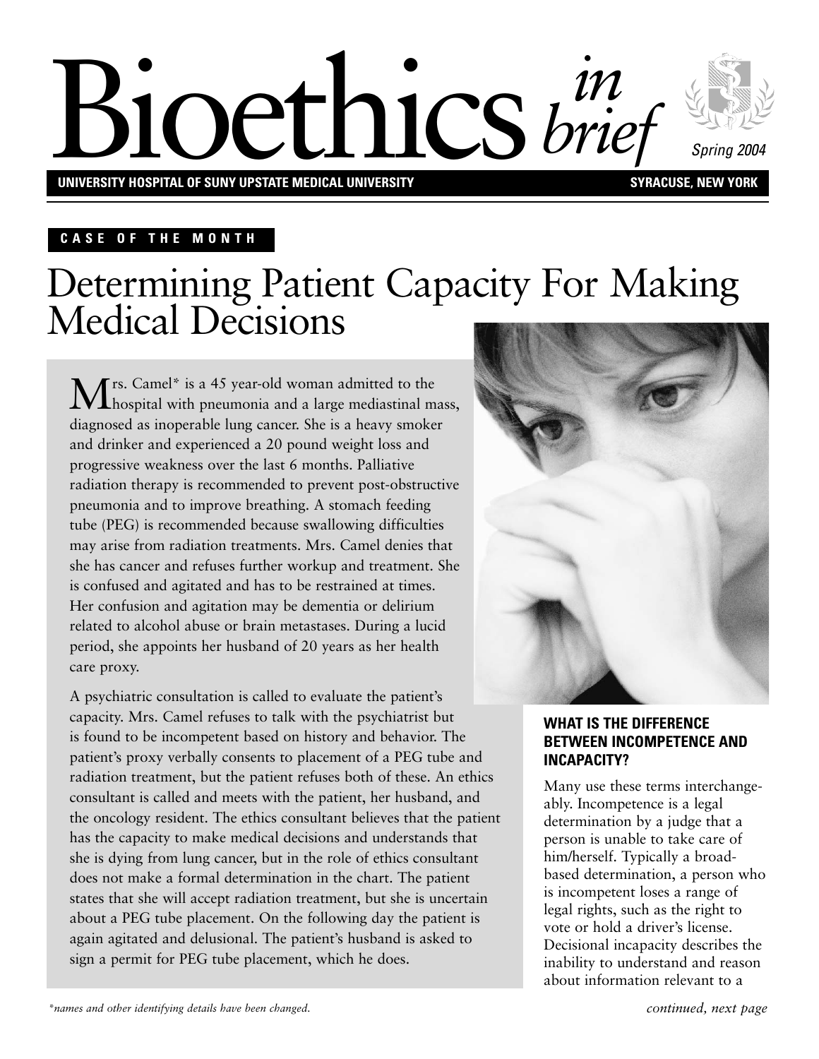# Bioethics *in brief*

*Spring 2004*

**UNIVERSITY HOSPITAL OF SUNY UPSTATE MEDICAL UNIVERSITY** **SYRACUSE, NEW YORK**

**CASE OF THE MONTH**

## Determining Patient Capacity For Making Medical Decisions

Mrs. Camel* is a 45 year-old woman admitted to the hospital with pneumonia and a large mediastinal mass, diagnosed as inoperable lung cancer. She is a heavy smoker and drinker and experienced a 20 pound weight loss and progressive weakness over the last 6 months. Palliative radiation therapy is recommended to prevent post-obstructive pneumonia and to improve breathing. A stomach feeding tube (PEG) is recommended because swallowing difficulties may arise from radiation treatments. Mrs. Camel denies that she has cancer and refuses further workup and treatment. She is confused and agitated and has to be restrained at times. Her confusion and agitation may be dementia or delirium related to alcohol abuse or brain metastases. During a lucid period, she appoints her husband of 20 years as her health care proxy.

A psychiatric consultation is called to evaluate the patient's capacity. Mrs. Camel refuses to talk with the psychiatrist but is found to be incompetent based on history and behavior. The patient's proxy verbally consents to placement of a PEG tube and radiation treatment, but the patient refuses both of these. An ethics consultant is called and meets with the patient, her husband, and the oncology resident. The ethics consultant believes that the patient has the capacity to make medical decisions and understands that she is dying from lung cancer, but in the role of ethics consultant does not make a formal determination in the chart. The patient states that she will accept radiation treatment, but she is uncertain about a PEG tube placement. On the following day the patient is again agitated and delusional. The patient's husband is asked to sign a permit for PEG tube placement, which he does.

*\*names and other identifying details have been changed.*

### WHAT IS THE DIFFERENCE BETWEEN INCOMPETENCE AND INCAPACITY?

Many use these terms interchangeably. Incompetence is a legal determination by a judge that a person is unable to take care of him/herself. Typically a broad-based determination, a person who is incompetent loses a range of legal rights, such as the right to vote or hold a driver's license. Decisional incapacity describes the inability to understand and reason about information relevant to a

*continued, next page*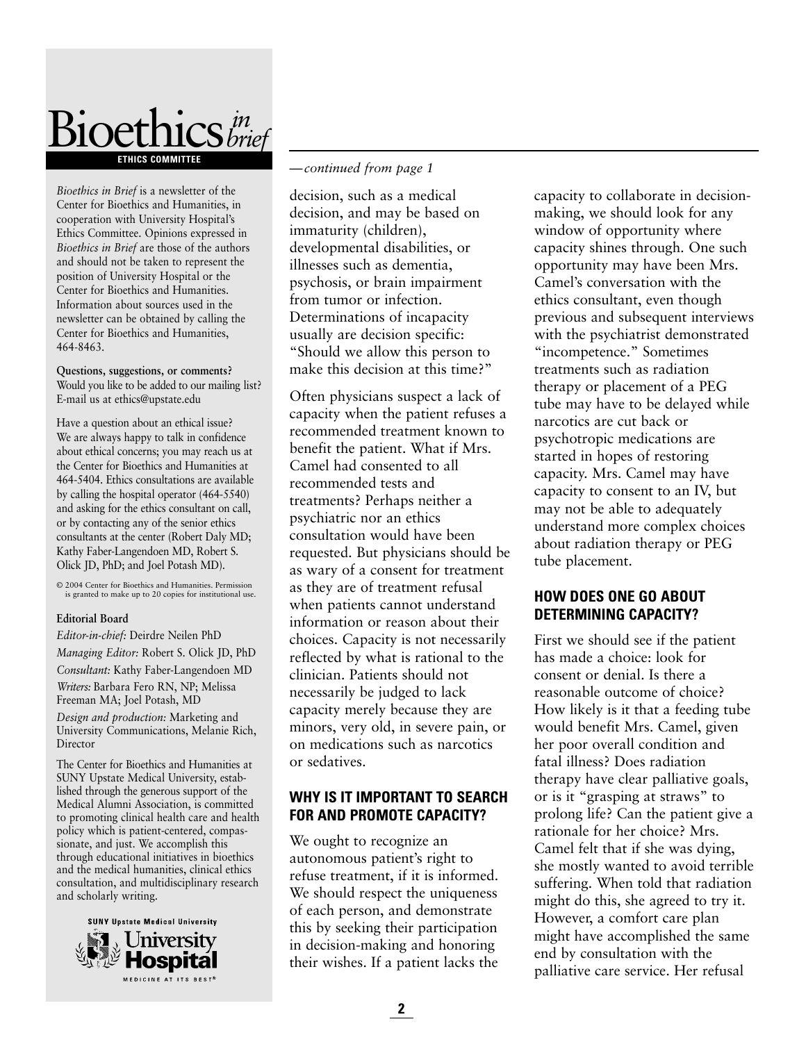# Bioethics *in brief*

**ETHICS COMMITTEE**

*Bioethics in Brief* is a newsletter of the Center for Bioethics and Humanities, in cooperation with University Hospital's Ethics Committee. Opinions expressed in *Bioethics in Brief* are those of the authors and should not be taken to represent the position of University Hospital or the Center for Bioethics and Humanities. Information about sources used in the newsletter can be obtained by calling the Center for Bioethics and Humanities, 464-8463.

**Questions, suggestions, or comments?** Would you like to be added to our mailing list? E-mail us at ethics@upstate.edu

Have a question about an ethical issue? We are always happy to talk in confidence about ethical concerns; you may reach us at the Center for Bioethics and Humanities at 464-5404. Ethics consultations are available by calling the hospital operator (464-5540) and asking for the ethics consultant on call, or by contacting any of the senior ethics consultants at the center (Robert Daly MD; Kathy Faber-Langendoen MD, Robert S. Olick JD, PhD; and Joel Potash MD).

© 2004 Center for Bioethics and Humanities. Permission is granted to make up to 20 copies for institutional use.

**Editorial Board**

*Editor-in-chief:* Deirdre Neilen PhD

*Managing Editor:* Robert S. Olick JD, PhD

*Consultant:* Kathy Faber-Langendoen MD

*Writers:* Barbara Fero RN, NP; Melissa Freeman MA; Joel Potash, MD

*Design and production:* Marketing and University Communications, Melanie Rich, Director

The Center for Bioethics and Humanities at SUNY Upstate Medical University, established through the generous support of the Medical Alumni Association, is committed to promoting clinical health care and health policy which is patient-centered, compassionate, and just. We accomplish this through educational initiatives in bioethics and the medical humanities, clinical ethics consultation, and multidisciplinary research and scholarly writing.

SUNY Upstate Medical University
University Hospital
MEDICINE AT ITS BEST®

*—continued from page 1*

decision, such as a medical decision, and may be based on immaturity (children), developmental disabilities, or illnesses such as dementia, psychosis, or brain impairment from tumor or infection. Determinations of incapacity usually are decision specific: "Should we allow this person to make this decision at this time?"

Often physicians suspect a lack of capacity when the patient refuses a recommended treatment known to benefit the patient. What if Mrs. Camel had consented to all recommended tests and treatments? Perhaps neither a psychiatric nor an ethics consultation would have been requested. But physicians should be as wary of a consent for treatment as they are of treatment refusal when patients cannot understand information or reason about their choices. Capacity is not necessarily reflected by what is rational to the clinician. Patients should not necessarily be judged to lack capacity merely because they are minors, very old, in severe pain, or on medications such as narcotics or sedatives.

## WHY IS IT IMPORTANT TO SEARCH FOR AND PROMOTE CAPACITY?

We ought to recognize an autonomous patient's right to refuse treatment, if it is informed. We should respect the uniqueness of each person, and demonstrate this by seeking their participation in decision-making and honoring their wishes. If a patient lacks the capacity to collaborate in decision-making, we should look for any window of opportunity where capacity shines through. One such opportunity may have been Mrs. Camel's conversation with the ethics consultant, even though previous and subsequent interviews with the psychiatrist demonstrated "incompetence." Sometimes treatments such as radiation therapy or placement of a PEG tube may have to be delayed while narcotics are cut back or psychotropic medications are started in hopes of restoring capacity. Mrs. Camel may have capacity to consent to an IV, but may not be able to adequately understand more complex choices about radiation therapy or PEG tube placement.

## HOW DOES ONE GO ABOUT DETERMINING CAPACITY?

First we should see if the patient has made a choice: look for consent or denial. Is there a reasonable outcome of choice? How likely is it that a feeding tube would benefit Mrs. Camel, given her poor overall condition and fatal illness? Does radiation therapy have clear palliative goals, or is it "grasping at straws" to prolong life? Can the patient give a rationale for her choice? Mrs. Camel felt that if she was dying, she mostly wanted to avoid terrible suffering. When told that radiation might do this, she agreed to try it. However, a comfort care plan might have accomplished the same end by consultation with the palliative care service. Her refusal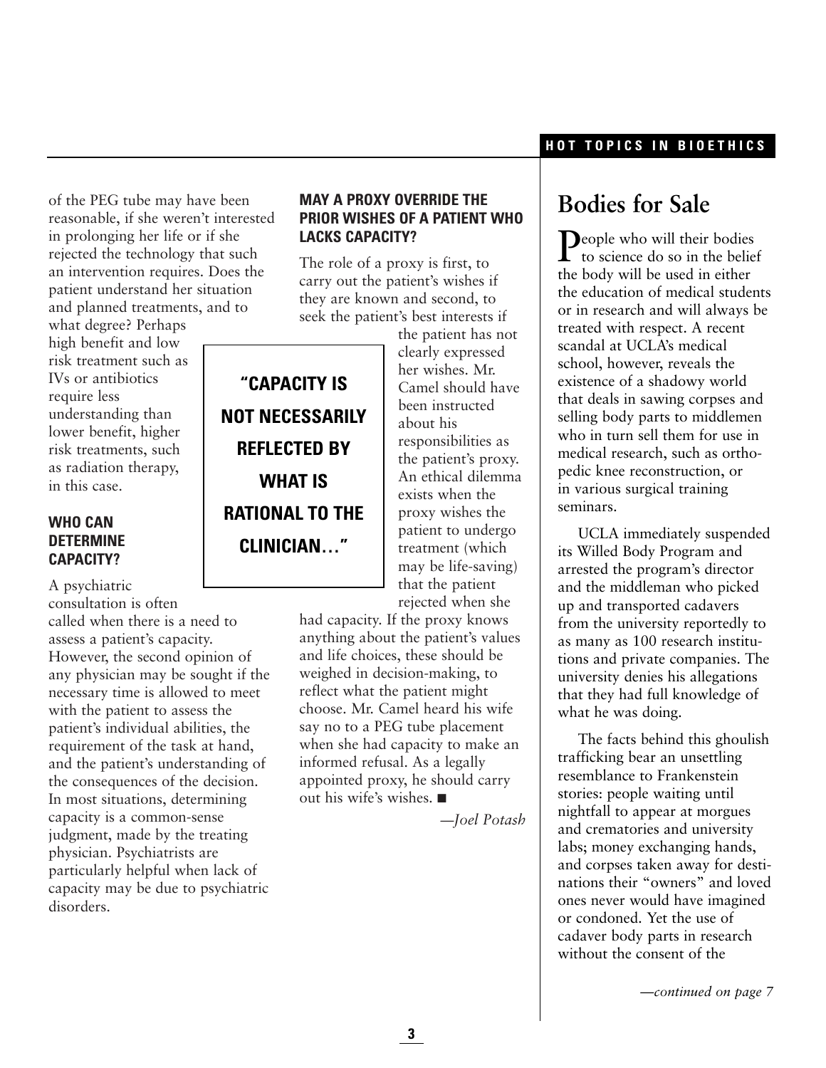of the PEG tube may have been reasonable, if she weren't interested in prolonging her life or if she rejected the technology that such an intervention requires. Does the patient understand her situation and planned treatments, and to what degree? Perhaps high benefit and low risk treatment such as IVs or antibiotics require less understanding than lower benefit, higher risk treatments, such as radiation therapy, in this case.

### WHO CAN DETERMINE CAPACITY?

A psychiatric consultation is often called when there is a need to assess a patient's capacity. However, the second opinion of any physician may be sought if the necessary time is allowed to meet with the patient to assess the patient's individual abilities, the requirement of the task at hand, and the patient's understanding of the consequences of the decision. In most situations, determining capacity is a common-sense judgment, made by the treating physician. Psychiatrists are particularly helpful when lack of capacity may be due to psychiatric disorders.

> **"CAPACITY IS NOT NECESSARILY REFLECTED BY WHAT IS RATIONAL TO THE CLINICIAN…"**

### MAY A PROXY OVERRIDE THE PRIOR WISHES OF A PATIENT WHO LACKS CAPACITY?

The role of a proxy is first, to carry out the patient's wishes if they are known and second, to seek the patient's best interests if the patient has not clearly expressed her wishes. Mr. Camel should have been instructed about his responsibilities as the patient's proxy. An ethical dilemma exists when the proxy wishes the patient to undergo treatment (which may be life-saving) that the patient rejected when she had capacity. If the proxy knows anything about the patient's values and life choices, these should be weighed in decision-making, to reflect what the patient might choose. Mr. Camel heard his wife say no to a PEG tube placement when she had capacity to make an informed refusal. As a legally appointed proxy, he should carry out his wife's wishes. ■

*—Joel Potash*

## Bodies for Sale

People who will their bodies to science do so in the belief the body will be used in either the education of medical students or in research and will always be treated with respect. A recent scandal at UCLA's medical school, however, reveals the existence of a shadowy world that deals in sawing corpses and selling body parts to middlemen who in turn sell them for use in medical research, such as orthopedic knee reconstruction, or in various surgical training seminars.

UCLA immediately suspended its Willed Body Program and arrested the program's director and the middleman who picked up and transported cadavers from the university reportedly to as many as 100 research institutions and private companies. The university denies his allegations that they had full knowledge of what he was doing.

The facts behind this ghoulish trafficking bear an unsettling resemblance to Frankenstein stories: people waiting until nightfall to appear at morgues and crematories and university labs; money exchanging hands, and corpses taken away for destinations their "owners" and loved ones never would have imagined or condoned. Yet the use of cadaver body parts in research without the consent of the

*—continued on page 7*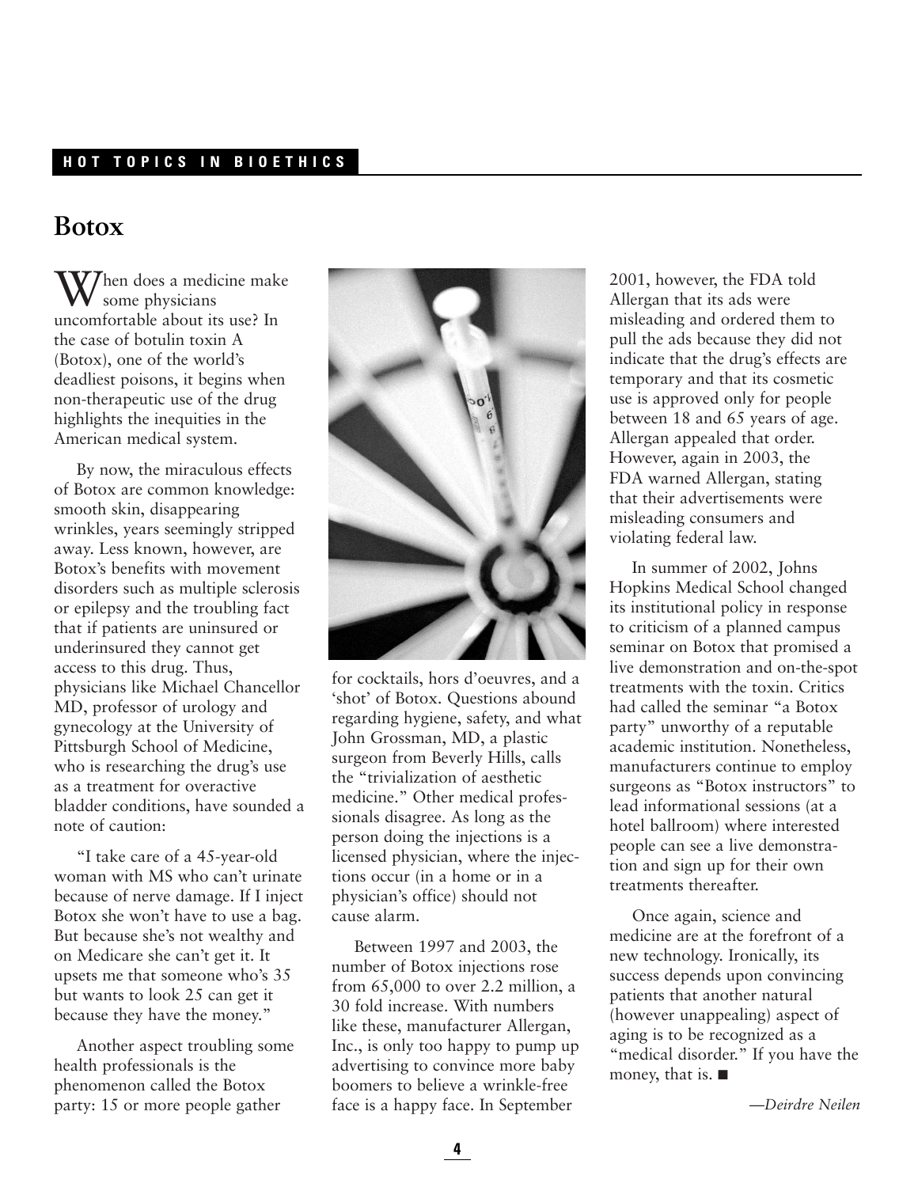HOT TOPICS IN BIOETHICS

# Botox

When does a medicine make some physicians uncomfortable about its use? In the case of botulin toxin A (Botox), one of the world's deadliest poisons, it begins when non-therapeutic use of the drug highlights the inequities in the American medical system.

By now, the miraculous effects of Botox are common knowledge: smooth skin, disappearing wrinkles, years seemingly stripped away. Less known, however, are Botox's benefits with movement disorders such as multiple sclerosis or epilepsy and the troubling fact that if patients are uninsured or underinsured they cannot get access to this drug. Thus, physicians like Michael Chancellor MD, professor of urology and gynecology at the University of Pittsburgh School of Medicine, who is researching the drug's use as a treatment for overactive bladder conditions, have sounded a note of caution:

"I take care of a 45-year-old woman with MS who can't urinate because of nerve damage. If I inject Botox she won't have to use a bag. But because she's not wealthy and on Medicare she can't get it. It upsets me that someone who's 35 but wants to look 25 can get it because they have the money."

Another aspect troubling some health professionals is the phenomenon called the Botox party: 15 or more people gather for cocktails, hors d'oeuvres, and a 'shot' of Botox. Questions abound regarding hygiene, safety, and what John Grossman, MD, a plastic surgeon from Beverly Hills, calls the "trivialization of aesthetic medicine." Other medical professionals disagree. As long as the person doing the injections is a licensed physician, where the injections occur (in a home or in a physician's office) should not cause alarm.

Between 1997 and 2003, the number of Botox injections rose from 65,000 to over 2.2 million, a 30 fold increase. With numbers like these, manufacturer Allergan, Inc., is only too happy to pump up advertising to convince more baby boomers to believe a wrinkle-free face is a happy face. In September 2001, however, the FDA told Allergan that its ads were misleading and ordered them to pull the ads because they did not indicate that the drug's effects are temporary and that its cosmetic use is approved only for people between 18 and 65 years of age. Allergan appealed that order. However, again in 2003, the FDA warned Allergan, stating that their advertisements were misleading consumers and violating federal law.

In summer of 2002, Johns Hopkins Medical School changed its institutional policy in response to criticism of a planned campus seminar on Botox that promised a live demonstration and on-the-spot treatments with the toxin. Critics had called the seminar "a Botox party" unworthy of a reputable academic institution. Nonetheless, manufacturers continue to employ surgeons as "Botox instructors" to lead informational sessions (at a hotel ballroom) where interested people can see a live demonstration and sign up for their own treatments thereafter.

Once again, science and medicine are at the forefront of a new technology. Ironically, its success depends upon convincing patients that another natural (however unappealing) aspect of aging is to be recognized as a "medical disorder." If you have the money, that is. ■

*—Deirdre Neilen*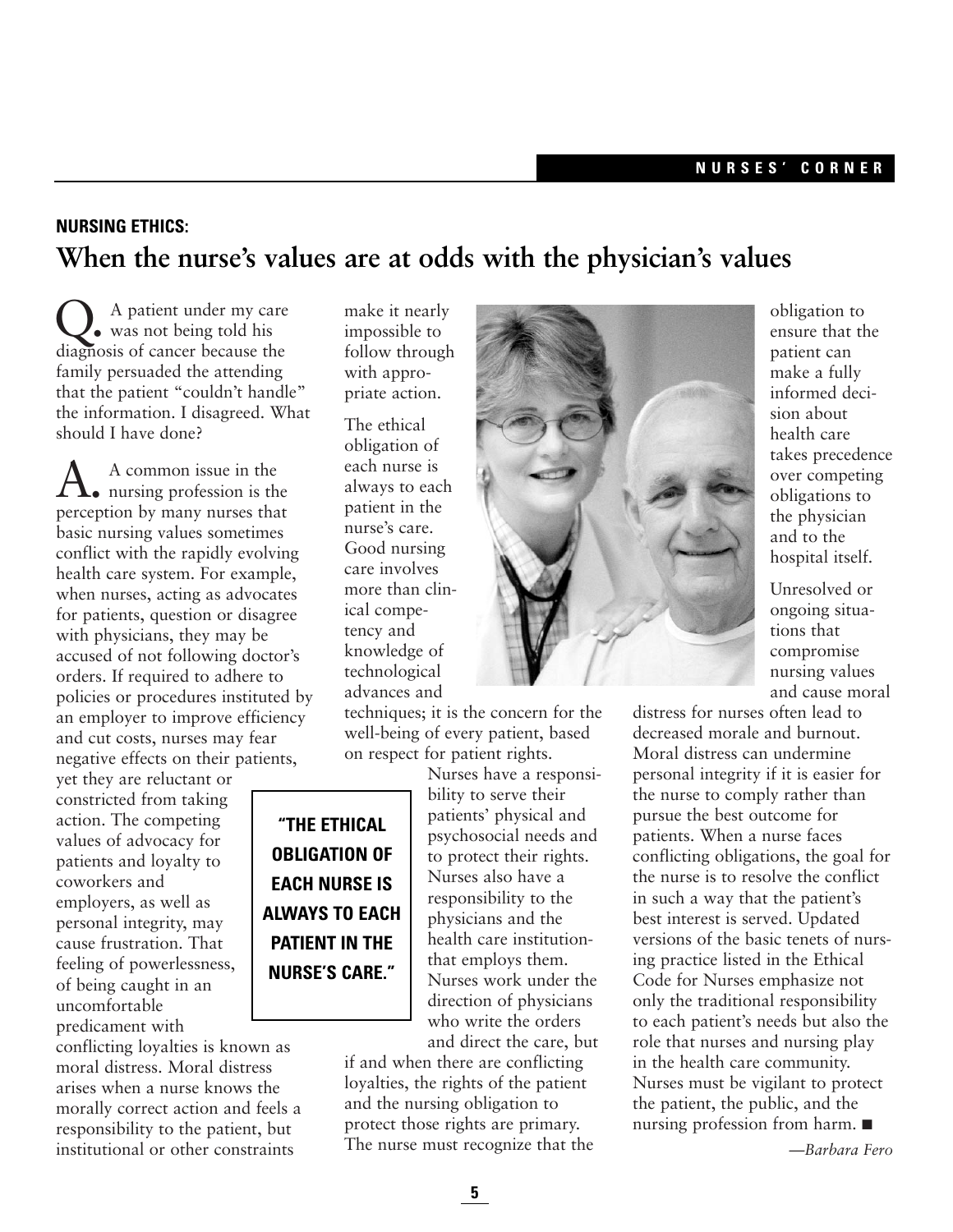## NURSING ETHICS:

# When the nurse's values are at odds with the physician's values

**Q.** A patient under my care was not being told his diagnosis of cancer because the family persuaded the attending that the patient "couldn't handle" the information. I disagreed. What should I have done?

**A.** A common issue in the nursing profession is the perception by many nurses that basic nursing values sometimes conflict with the rapidly evolving health care system. For example, when nurses, acting as advocates for patients, question or disagree with physicians, they may be accused of not following doctor's orders. If required to adhere to policies or procedures instituted by an employer to improve efficiency and cut costs, nurses may fear negative effects on their patients, yet they are reluctant or constricted from taking action. The competing values of advocacy for patients and loyalty to coworkers and employers, as well as personal integrity, may cause frustration. That feeling of powerlessness, of being caught in an uncomfortable predicament with conflicting loyalties is known as moral distress. Moral distress arises when a nurse knows the morally correct action and feels a responsibility to the patient, but institutional or other constraints make it nearly impossible to follow through with appropriate action.

The ethical obligation of each nurse is always to each patient in the nurse's care. Good nursing care involves more than clinical competency and knowledge of technological advances and techniques; it is the concern for the well-being of every patient, based on respect for patient rights.

> **"THE ETHICAL OBLIGATION OF EACH NURSE IS ALWAYS TO EACH PATIENT IN THE NURSE'S CARE."**

Nurses have a responsibility to serve their patients' physical and psychosocial needs and to protect their rights. Nurses also have a responsibility to the physicians and the health care institution that employs them. Nurses work under the direction of physicians who write the orders and direct the care, but if and when there are conflicting loyalties, the rights of the patient and the nursing obligation to protect those rights are primary. The nurse must recognize that the obligation to ensure that the patient can make a fully informed decision about health care takes precedence over competing obligations to the physician and to the hospital itself.

Unresolved or ongoing situations that compromise nursing values and cause moral distress for nurses often lead to decreased morale and burnout. Moral distress can undermine personal integrity if it is easier for the nurse to comply rather than pursue the best outcome for patients. When a nurse faces conflicting obligations, the goal for the nurse is to resolve the conflict in such a way that the patient's best interest is served. Updated versions of the basic tenets of nursing practice listed in the Ethical Code for Nurses emphasize not only the traditional responsibility to each patient's needs but also the role that nurses and nursing play in the health care community. Nurses must be vigilant to protect the patient, the public, and the nursing profession from harm. ■

*—Barbara Fero*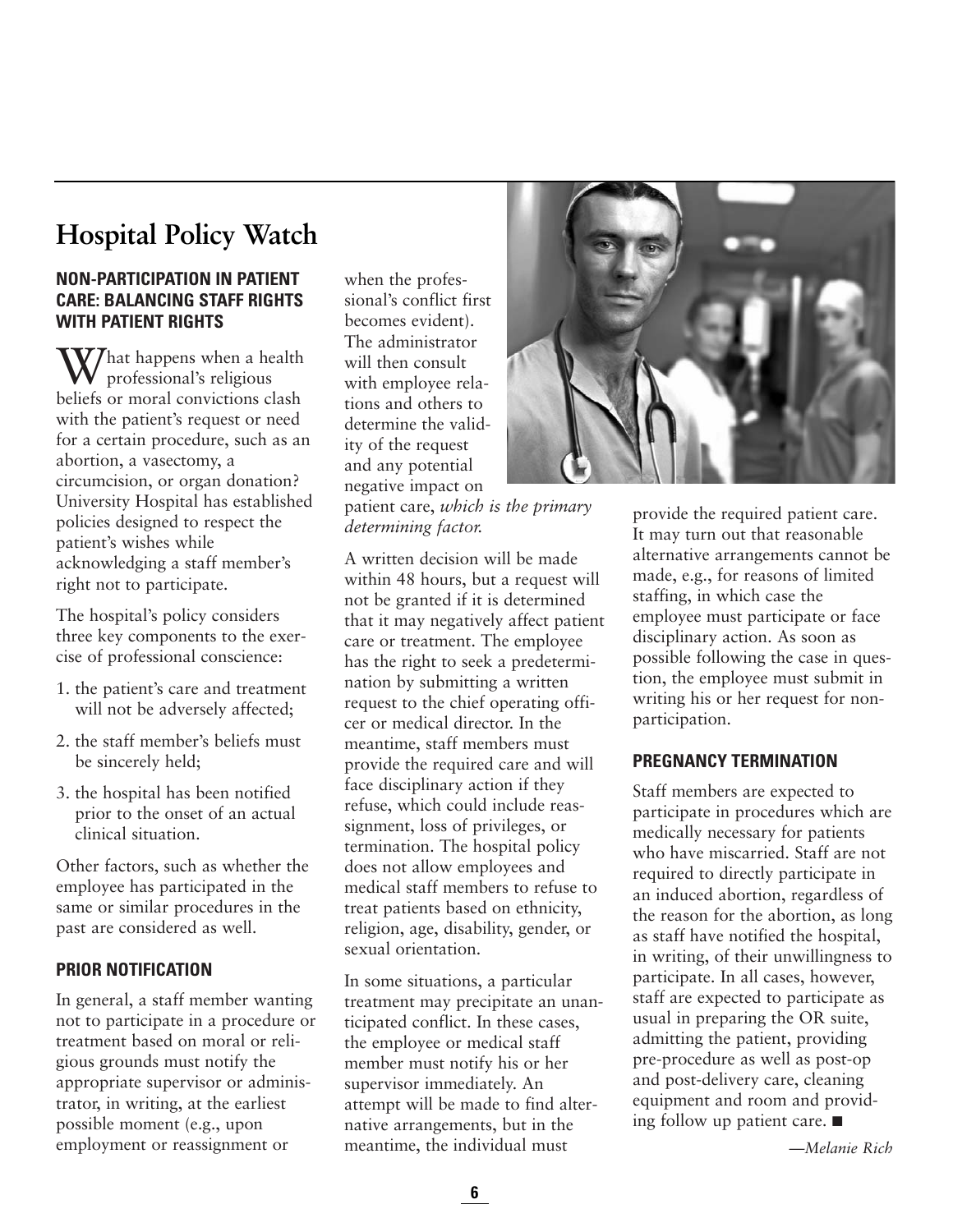# Hospital Policy Watch

## NON-PARTICIPATION IN PATIENT CARE: BALANCING STAFF RIGHTS WITH PATIENT RIGHTS

What happens when a health professional's religious beliefs or moral convictions clash with the patient's request or need for a certain procedure, such as an abortion, a vasectomy, a circumcision, or organ donation? University Hospital has established policies designed to respect the patient's wishes while acknowledging a staff member's right not to participate.

The hospital's policy considers three key components to the exercise of professional conscience:

1. the patient's care and treatment will not be adversely affected;
2. the staff member's beliefs must be sincerely held;
3. the hospital has been notified prior to the onset of an actual clinical situation.

Other factors, such as whether the employee has participated in the same or similar procedures in the past are considered as well.

### PRIOR NOTIFICATION

In general, a staff member wanting not to participate in a procedure or treatment based on moral or religious grounds must notify the appropriate supervisor or administrator, in writing, at the earliest possible moment (e.g., upon employment or reassignment or when the professional's conflict first becomes evident). The administrator will then consult with employee relations and others to determine the validity of the request and any potential negative impact on patient care, *which is the primary determining factor.*

A written decision will be made within 48 hours, but a request will not be granted if it is determined that it may negatively affect patient care or treatment. The employee has the right to seek a predetermination by submitting a written request to the chief operating officer or medical director. In the meantime, staff members must provide the required care and will face disciplinary action if they refuse, which could include reassignment, loss of privileges, or termination. The hospital policy does not allow employees and medical staff members to refuse to treat patients based on ethnicity, religion, age, disability, gender, or sexual orientation.

In some situations, a particular treatment may precipitate an unanticipated conflict. In these cases, the employee or medical staff member must notify his or her supervisor immediately. An attempt will be made to find alternative arrangements, but in the meantime, the individual must provide the required patient care. It may turn out that reasonable alternative arrangements cannot be made, e.g., for reasons of limited staffing, in which case the employee must participate or face disciplinary action. As soon as possible following the case in question, the employee must submit in writing his or her request for non-participation.

### PREGNANCY TERMINATION

Staff members are expected to participate in procedures which are medically necessary for patients who have miscarried. Staff are not required to directly participate in an induced abortion, regardless of the reason for the abortion, as long as staff have notified the hospital, in writing, of their unwillingness to participate. In all cases, however, staff are expected to participate as usual in preparing the OR suite, admitting the patient, providing pre-procedure as well as post-op and post-delivery care, cleaning equipment and room and providing follow up patient care. ■

*—Melanie Rich*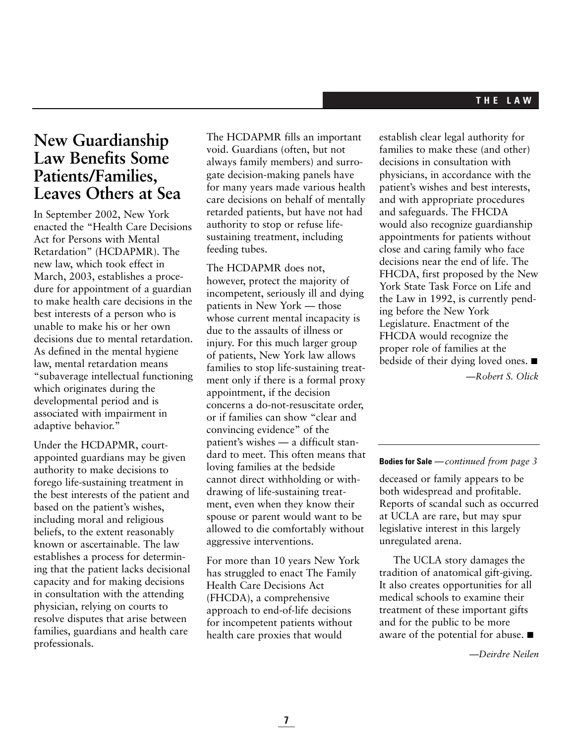## New Guardianship Law Benefits Some Patients/Families, Leaves Others at Sea

In September 2002, New York enacted the "Health Care Decisions Act for Persons with Mental Retardation" (HCDAPMR). The new law, which took effect in March, 2003, establishes a procedure for appointment of a guardian to make health care decisions in the best interests of a person who is unable to make his or her own decisions due to mental retardation. As defined in the mental hygiene law, mental retardation means "subaverage intellectual functioning which originates during the developmental period and is associated with impairment in adaptive behavior."

Under the HCDAPMR, court-appointed guardians may be given authority to make decisions to forego life-sustaining treatment in the best interests of the patient and based on the patient's wishes, including moral and religious beliefs, to the extent reasonably known or ascertainable. The law establishes a process for determining that the patient lacks decisional capacity and for making decisions in consultation with the attending physician, relying on courts to resolve disputes that arise between families, guardians and health care professionals.

The HCDAPMR fills an important void. Guardians (often, but not always family members) and surrogate decision-making panels have for many years made various health care decisions on behalf of mentally retarded patients, but have not had authority to stop or refuse life-sustaining treatment, including feeding tubes.

The HCDAPMR does not, however, protect the majority of incompetent, seriously ill and dying patients in New York — those whose current mental incapacity is due to the assaults of illness or injury. For this much larger group of patients, New York law allows families to stop life-sustaining treatment only if there is a formal proxy appointment, if the decision concerns a do-not-resuscitate order, or if families can show "clear and convincing evidence" of the patient's wishes — a difficult standard to meet. This often means that loving families at the bedside cannot direct withholding or withdrawing of life-sustaining treatment, even when they know their spouse or parent would want to be allowed to die comfortably without aggressive interventions.

For more than 10 years New York has struggled to enact The Family Health Care Decisions Act (FHCDA), a comprehensive approach to end-of-life decisions for incompetent patients without health care proxies that would establish clear legal authority for families to make these (and other) decisions in consultation with physicians, in accordance with the patient's wishes and best interests, and with appropriate procedures and safeguards. The FHCDA would also recognize guardianship appointments for patients without close and caring family who face decisions near the end of life. The FHCDA, first proposed by the New York State Task Force on Life and the Law in 1992, is currently pending before the New York Legislature. Enactment of the FHCDA would recognize the proper role of families at the bedside of their dying loved ones. ■

*—Robert S. Olick*

---

**Bodies for Sale** —*continued from page 3*

deceased or family appears to be both widespread and profitable. Reports of scandal such as occurred at UCLA are rare, but may spur legislative interest in this largely unregulated arena.

The UCLA story damages the tradition of anatomical gift-giving. It also creates opportunities for all medical schools to examine their treatment of these important gifts and for the public to be more aware of the potential for abuse. ■

*—Deirdre Neilen*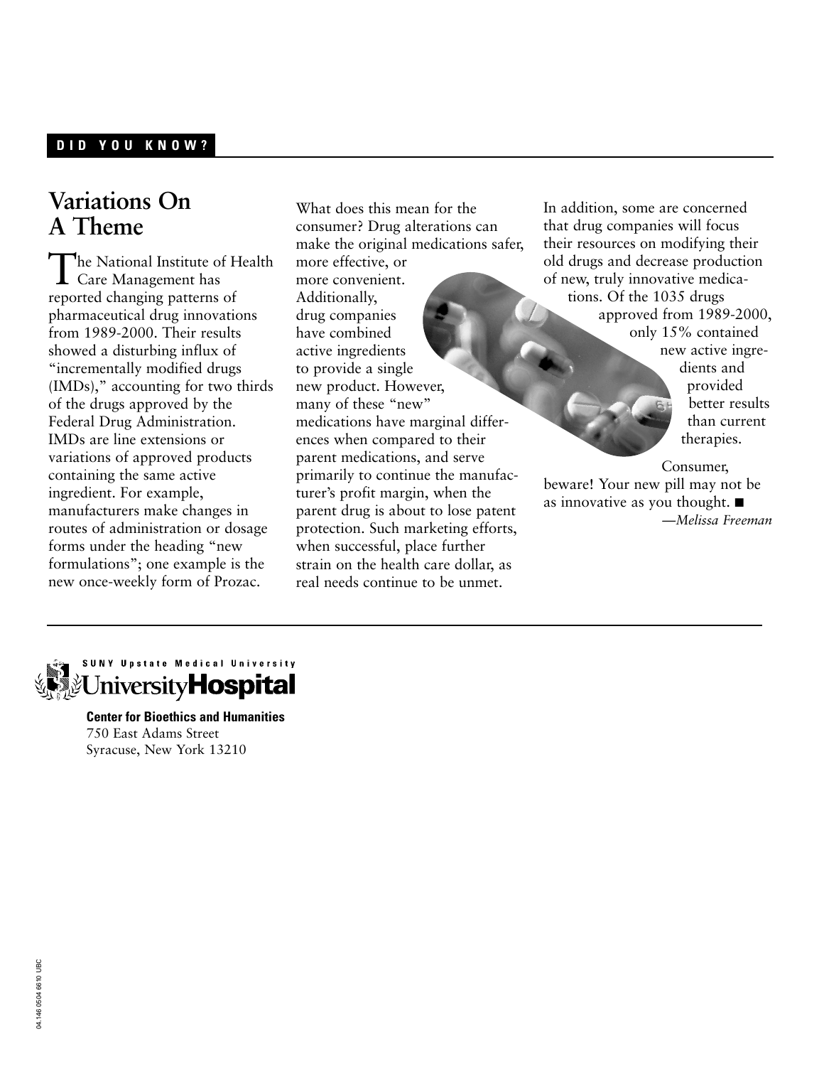**DID YOU KNOW?**

## Variations On A Theme

The National Institute of Health Care Management has reported changing patterns of pharmaceutical drug innovations from 1989-2000. Their results showed a disturbing influx of "incrementally modified drugs (IMDs)," accounting for two thirds of the drugs approved by the Federal Drug Administration. IMDs are line extensions or variations of approved products containing the same active ingredient. For example, manufacturers make changes in routes of administration or dosage forms under the heading "new formulations"; one example is the new once-weekly form of Prozac.

What does this mean for the consumer? Drug alterations can make the original medications safer, more effective, or more convenient. Additionally, drug companies have combined active ingredients to provide a single new product. However, many of these "new" medications have marginal differences when compared to their parent medications, and serve primarily to continue the manufacturer's profit margin, when the parent drug is about to lose patent protection. Such marketing efforts, when successful, place further strain on the health care dollar, as real needs continue to be unmet.

In addition, some are concerned that drug companies will focus their resources on modifying their old drugs and decrease production of new, truly innovative medications. Of the 1035 drugs approved from 1989-2000, only 15% contained new active ingredients and provided better results than current therapies.

Consumer, beware! Your new pill may not be as innovative as you thought. ■

*—Melissa Freeman*

SUNY Upstate Medical University
**University Hospital**

**Center for Bioethics and Humanities**
750 East Adams Street
Syracuse, New York 13210

04.146 0504 6610 UBC